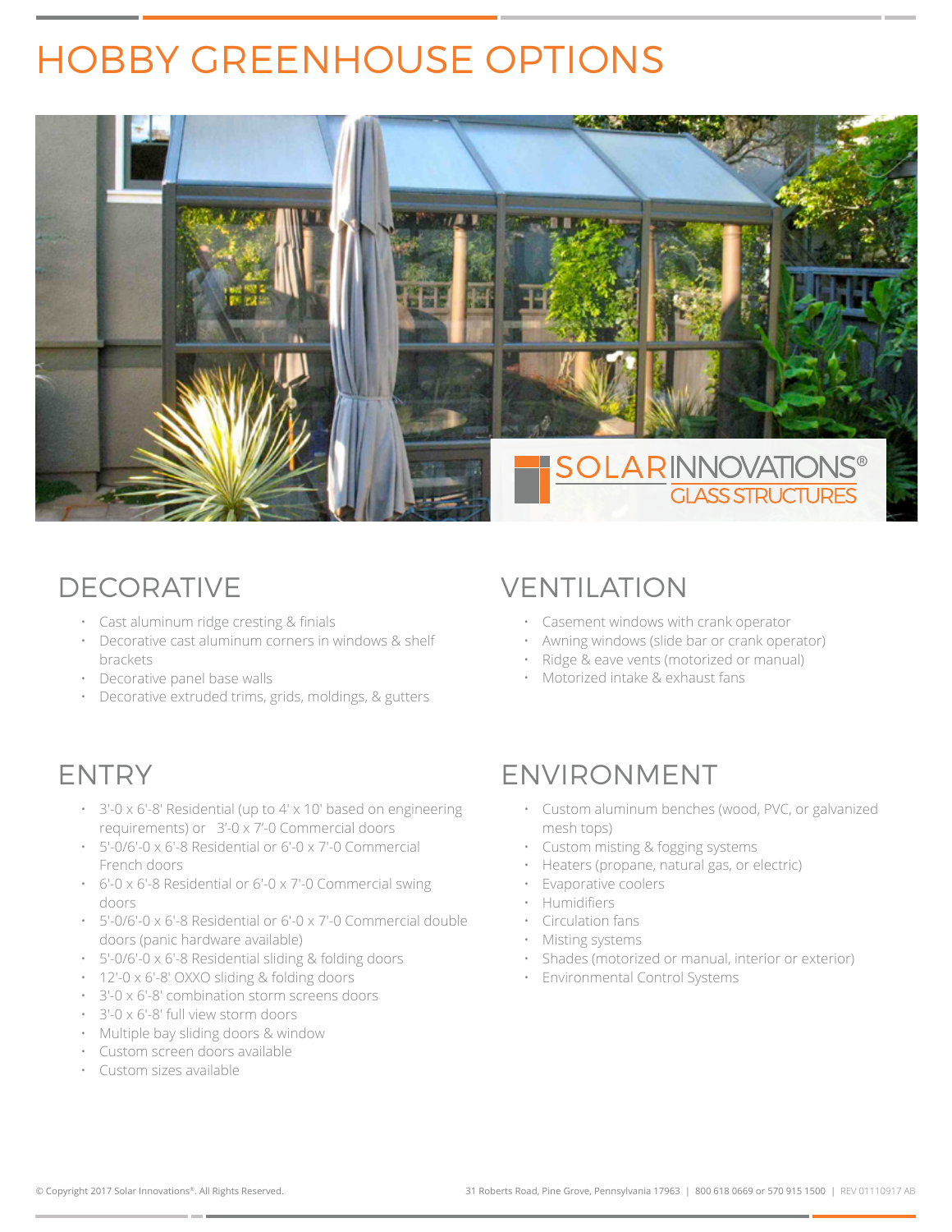# HOBBY GREENHOUSE OPTIONS

## DECORATIVE

- Cast aluminum ridge cresting & finials
- Decorative cast aluminum corners in windows & shelf brackets
- Decorative panel base walls
- Decorative extruded trims, grids, moldings, & gutters

## VENTILATION

- Casement windows with crank operator
- Awning windows (slide bar or crank operator)
- Ridge & eave vents (motorized or manual)
- Motorized intake & exhaust fans

## ENTRY

- 3'-0 x 6'-8' Residential (up to 4' x 10' based on engineering requirements) or 3'-0 x 7'-0 Commercial doors
- 5'-0/6'-0 x 6'-8 Residential or 6'-0 x 7'-0 Commercial French doors
- 6'-0 x 6'-8 Residential or 6'-0 x 7'-0 Commercial swing doors
- 5'-0/6'-0 x 6'-8 Residential or 6'-0 x 7'-0 Commercial double doors (panic hardware available)
- 5'-0/6'-0 x 6'-8 Residential sliding & folding doors
- 12'-0 x 6'-8' OXXO sliding & folding doors
- 3'-0 x 6'-8' combination storm screens doors
- 3'-0 x 6'-8' full view storm doors
- Multiple bay sliding doors & window
- Custom screen doors available
- Custom sizes available

## ENVIRONMENT

- Custom aluminum benches (wood, PVC, or galvanized mesh tops)
- Custom misting & fogging systems
- Heaters (propane, natural gas, or electric)
- Evaporative coolers
- Humidifiers
- Circulation fans
- Misting systems
- Shades (motorized or manual, interior or exterior)
- Environmental Control Systems

© Copyright 2017 Solar Innovations®. All Rights Reserved. 31 Roberts Road, Pine Grove, Pennsylvania 17963 | 800 618 0669 or 570 915 1500 | REV 01110917 AB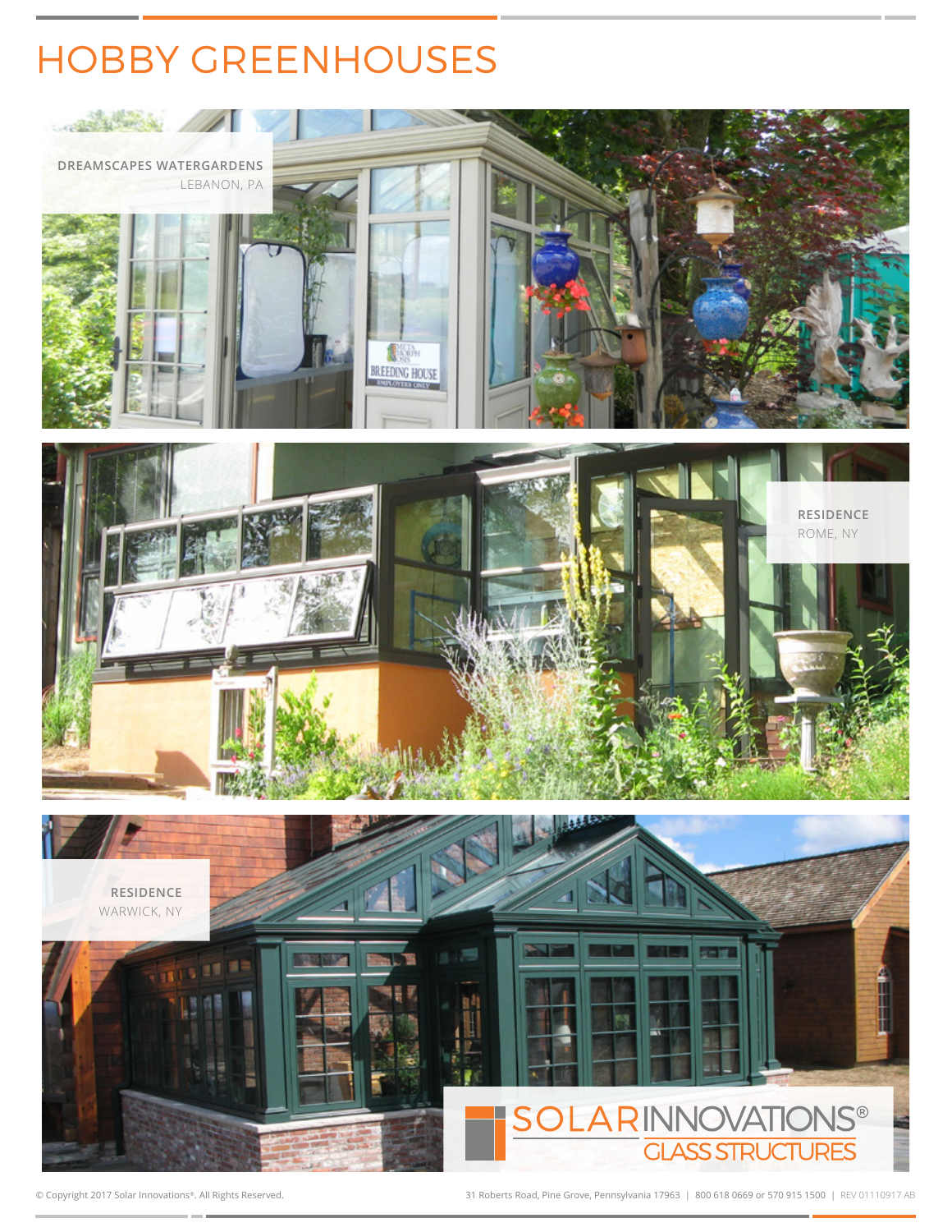# HOBBY GREENHOUSES

DREAMSCAPES WATERGARDENS
LEBANON, PA

RESIDENCE
ROME, NY

RESIDENCE
WARWICK, NY

SOLARINNOVATIONS®
GLASS STRUCTURES

© Copyright 2017 Solar Innovations®. All Rights Reserved.

31 Roberts Road, Pine Grove, Pennsylvania 17963 | 800 618 0669 or 570 915 1500 | REV 01110917 AB